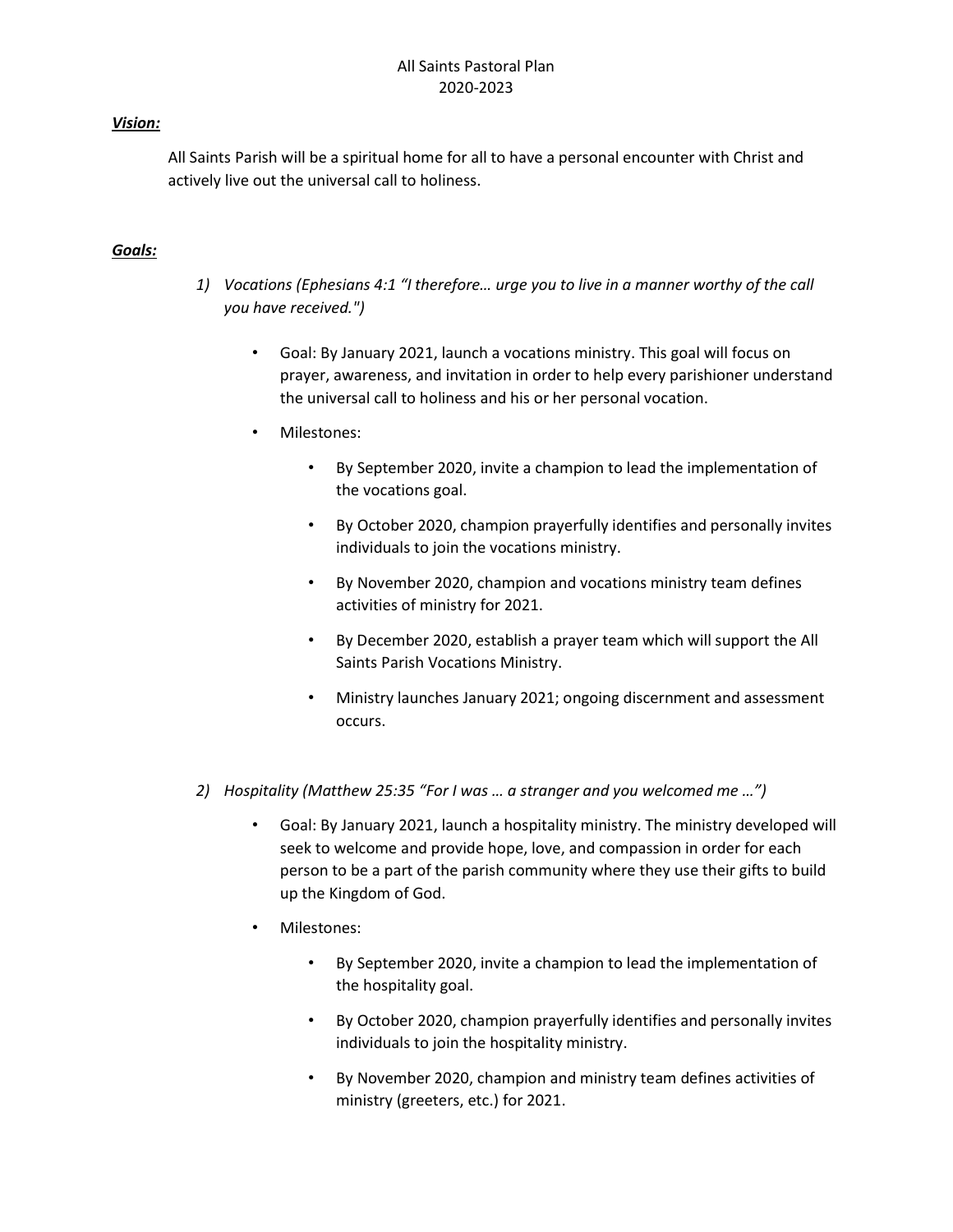# All Saints Pastoral Plan
# 2020-2023

***Vision:***

All Saints Parish will be a spiritual home for all to have a personal encounter with Christ and actively live out the universal call to holiness.

***Goals:***

1) *Vocations (Ephesians 4:1 "I therefore… urge you to live in a manner worthy of the call you have received.")*

   - Goal: By January 2021, launch a vocations ministry. This goal will focus on prayer, awareness, and invitation in order to help every parishioner understand the universal call to holiness and his or her personal vocation.
   - Milestones:
     - By September 2020, invite a champion to lead the implementation of the vocations goal.
     - By October 2020, champion prayerfully identifies and personally invites individuals to join the vocations ministry.
     - By November 2020, champion and vocations ministry team defines activities of ministry for 2021.
     - By December 2020, establish a prayer team which will support the All Saints Parish Vocations Ministry.
     - Ministry launches January 2021; ongoing discernment and assessment occurs.

2) *Hospitality (Matthew 25:35 "For I was … a stranger and you welcomed me …")*

   - Goal: By January 2021, launch a hospitality ministry. The ministry developed will seek to welcome and provide hope, love, and compassion in order for each person to be a part of the parish community where they use their gifts to build up the Kingdom of God.
   - Milestones:
     - By September 2020, invite a champion to lead the implementation of the hospitality goal.
     - By October 2020, champion prayerfully identifies and personally invites individuals to join the hospitality ministry.
     - By November 2020, champion and ministry team defines activities of ministry (greeters, etc.) for 2021.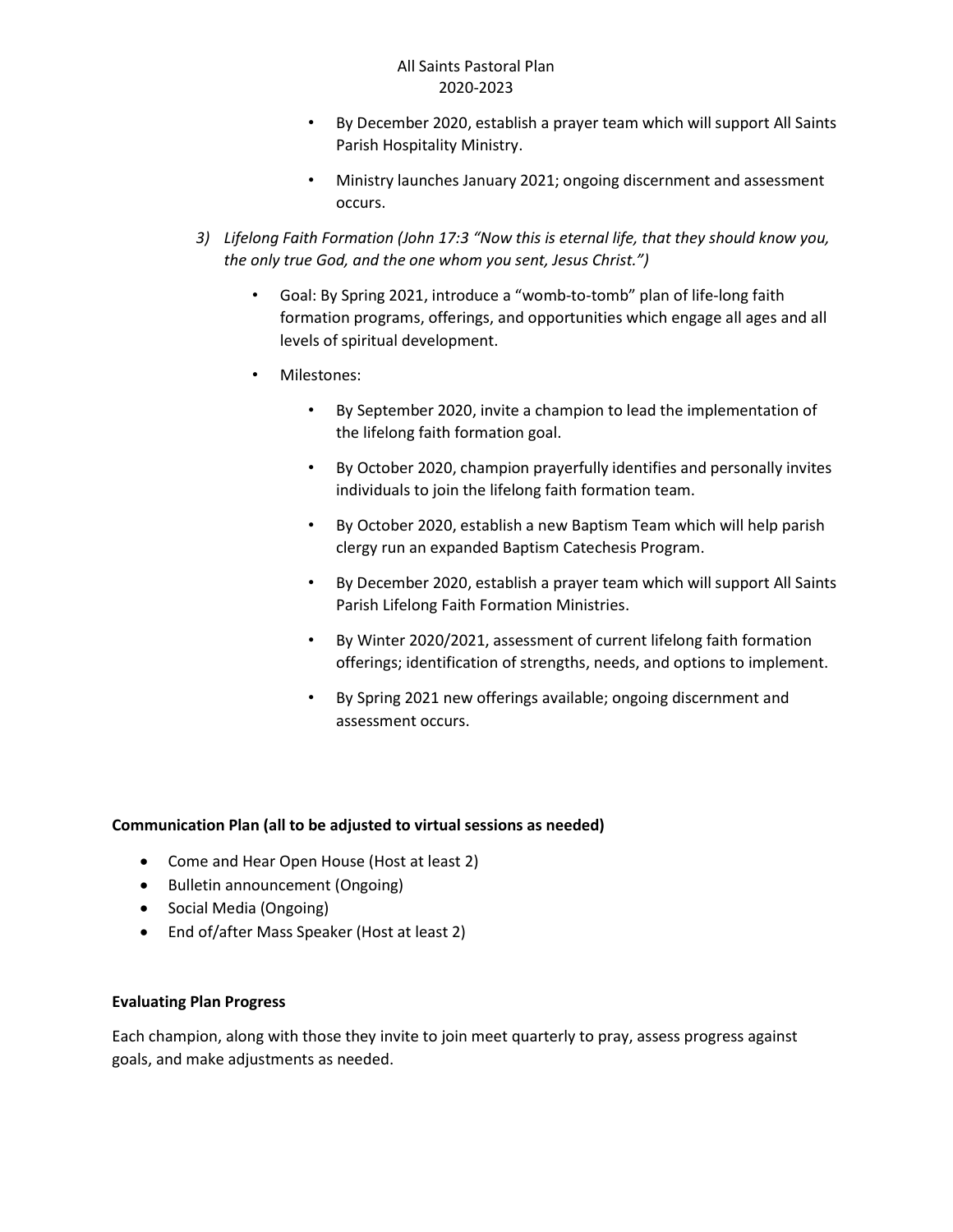- By December 2020, establish a prayer team which will support All Saints Parish Hospitality Ministry.
- Ministry launches January 2021; ongoing discernment and assessment occurs.

3) *Lifelong Faith Formation (John 17:3 "Now this is eternal life, that they should know you, the only true God, and the one whom you sent, Jesus Christ.")*

   - Goal: By Spring 2021, introduce a "womb-to-tomb" plan of life-long faith formation programs, offerings, and opportunities which engage all ages and all levels of spiritual development.
   - Milestones:
     - By September 2020, invite a champion to lead the implementation of the lifelong faith formation goal.
     - By October 2020, champion prayerfully identifies and personally invites individuals to join the lifelong faith formation team.
     - By October 2020, establish a new Baptism Team which will help parish clergy run an expanded Baptism Catechesis Program.
     - By December 2020, establish a prayer team which will support All Saints Parish Lifelong Faith Formation Ministries.
     - By Winter 2020/2021, assessment of current lifelong faith formation offerings; identification of strengths, needs, and options to implement.
     - By Spring 2021 new offerings available; ongoing discernment and assessment occurs.

**Communication Plan (all to be adjusted to virtual sessions as needed)**

- Come and Hear Open House (Host at least 2)
- Bulletin announcement (Ongoing)
- Social Media (Ongoing)
- End of/after Mass Speaker (Host at least 2)

**Evaluating Plan Progress**

Each champion, along with those they invite to join meet quarterly to pray, assess progress against goals, and make adjustments as needed.